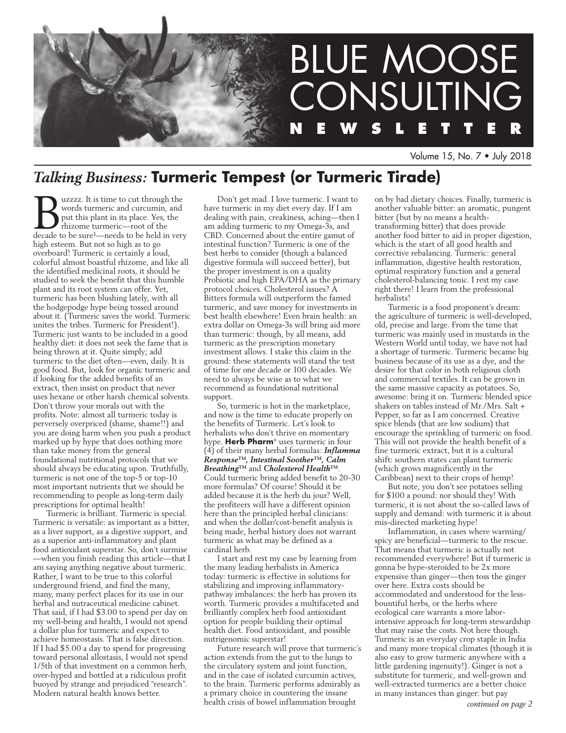# BLUE MOOSE CONSULTING NEWSLETTER

Volume 15, No. 7 • July 2018

## *Talking Business:* Turmeric Tempest (or Turmeric Tirade)

Buzzzz. It is time to cut through the words turmeric and curcumin, and put this plant in its place. Yes, the rhizome turmeric—root of the decade to be sure[1]—needs to be held in very high esteem. But not so high as to go overboard! Turmeric is certainly a loud, colorful almost boastful rhizome, and like all the identified medicinal roots, it should be studied to seek the benefit that this humble plant and its root system can offer. Yet, turmeric has been blushing lately, with all the hodgepodge hype being tossed around about it. (Turmeric saves the world. Turmeric unites the tribes. Turmeric for President!). Turmeric just wants to be included in a good healthy diet: it does not seek the fame that is being thrown at it. Quite simply; add turmeric to the diet often—even, daily. It is good food. But, look for organic turmeric and if looking for the added benefits of an extract, then insist on product that never uses hexane or other harsh chemical solvents. Don't throw your morals out with the profits. Note: almost all turmeric today is perversely overpriced (shame, shame!!) and you are doing harm when you push a product marked up by hype that does nothing more than take money from the general foundational nutritional protocols that we should always be educating upon. Truthfully, turmeric is not one of the top-5 or top-10 most important nutrients that we should be recommending to people as long-term daily prescriptions for optimal health!

Turmeric is brilliant. Turmeric is special. Turmeric is versatile: as important as a bitter, as a liver support, as a digestive support, and as a superior anti-inflammatory and plant food antioxidant superstar. So, don't surmise—when you finish reading this article—that I am saying anything negative about turmeric. Rather, I want to be true to this colorful underground friend, and find the many, many, many perfect places for its use in our herbal and nutraceutical medicine cabinet. That said, if I had $3.00 to spend per day on my well-being and health, I would not spend a dollar plus for turmeric and expect to achieve homeostasis. That is false direction. If I had $5.00 a day to spend for progressing toward personal allostasis, I would not spend 1/5th of that investment on a common herb, over-hyped and bottled at a ridiculous profit buoyed by strange and prejudiced "research". Modern natural health knows better.

Don't get mad. I love turmeric. I want to have turmeric in my diet every day. If I am dealing with pain, creakiness, aching—then I am adding turmeric to my Omega-3s, and CBD. Concerned about the entire gamut of intestinal function? Turmeric is one of the best herbs to consider (though a balanced digestive formula will succeed better), but the proper investment is on a quality Probiotic and high EPA/DHA as the primary protocol choices. Cholesterol issues? A Bitters formula will outperform the famed turmeric, and save money for investments in best health elsewhere! Even brain health: an extra dollar on Omega-3s will bring aid more than turmeric: though, by all means, add turmeric as the prescription monetary investment allows. I stake this claim in the ground: these statements will stand the test of time for one decade or 100 decades. We need to always be wise as to what we recommend as foundational nutritional support.

So, turmeric is hot in the marketplace, and now is the time to educate properly on the benefits of Turmeric. Let's look to herbalists who don't thrive on momentary hype. **Herb Pharm**® uses turmeric in four (4) of their many herbal formulas: ***Inflamma Response™, Intestinal Soother™, Calm Breathing™*** and ***Cholesterol Health™***. Could turmeric bring added benefit to 20-30 more formulas? Of course! Should it be added because it is the herb du jour? Well, the profiteers will have a different opinion here than the principled herbal clinicians: and when the dollar/cost-benefit analysis is being made, herbal history does not warrant turmeric as what may be defined as a cardinal herb.

I start and rest my case by learning from the many leading herbalists in America today: turmeric is effective in solutions for stabilizing and improving inflammatory-pathway imbalances: the herb has proven its worth. Turmeric provides a multifaceted and brilliantly complex herb food antioxidant option for people building their optimal health diet. Food antioxidant, and possible nutrigenomic superstar!

Future research will prove that turmeric's action extends from the gut to the lungs to the circulatory system and joint function, and in the case of isolated curcumin actives, to the brain. Turmeric performs admirably as a primary choice in countering the insane health crisis of bowel inflammation brought on by bad dietary choices. Finally, turmeric is another valuable bitter: an aromatic, pungent bitter (but by no means a health-transforming bitter) that does provide another food bitter to aid in proper digestion, which is the start of all good health and corrective rebalancing. Turmeric: general inflammation, digestive health restoration, optimal respiratory function and a general cholesterol-balancing tonic. I rest my case right there! I learn from the professional herbalists!

Turmeric is a food proponent's dream: the agriculture of turmeric is well-developed, old, precise and large. From the time that turmeric was mainly used in mustards in the Western World until today, we have not had a shortage of turmeric. Turmeric became big business because of its use as a dye, and the desire for that color in both religious cloth and commercial textiles. It can be grown in the same massive capacity as potatoes. So, awesome: bring it on. Turmeric blended spice shakers on tables instead of Mr./Mrs. Salt + Pepper, so far as I am concerned. Creative spice blends (that are low sodium) that encourage the sprinkling of turmeric on food. This will not provide the health benefit of a fine turmeric extract, but it is a cultural shift: southern states can plant turmeric (which grows magnificently in the Caribbean) next to their crops of hemp!

But note, you don't see potatoes selling for $100 a pound: nor should they! With turmeric, it is not about the so-called laws of supply and demand: with turmeric it is about mis-directed marketing hype!

Inflammation, in cases where warming/spicy are beneficial—turmeric to the rescue. That means that turmeric is actually not recommended everywhere! But if turmeric is gonna be hype-steroided to be 2x more expensive than ginger—then toss the ginger over here. Extra costs should be accommodated and understood for the less-bountiful herbs, or the herbs where ecological care warrants a more labor-intensive approach for long-term stewardship that may raise the costs. Not here though. Turmeric is an everyday crop staple in India and many more tropical climates (though it is also easy to grow turmeric anywhere with a little gardening ingenuity!). Ginger is not a substitute for turmeric, and well-grown and well-extracted turmerics are a better choice in many instances than ginger: but pay

*continued on page 2*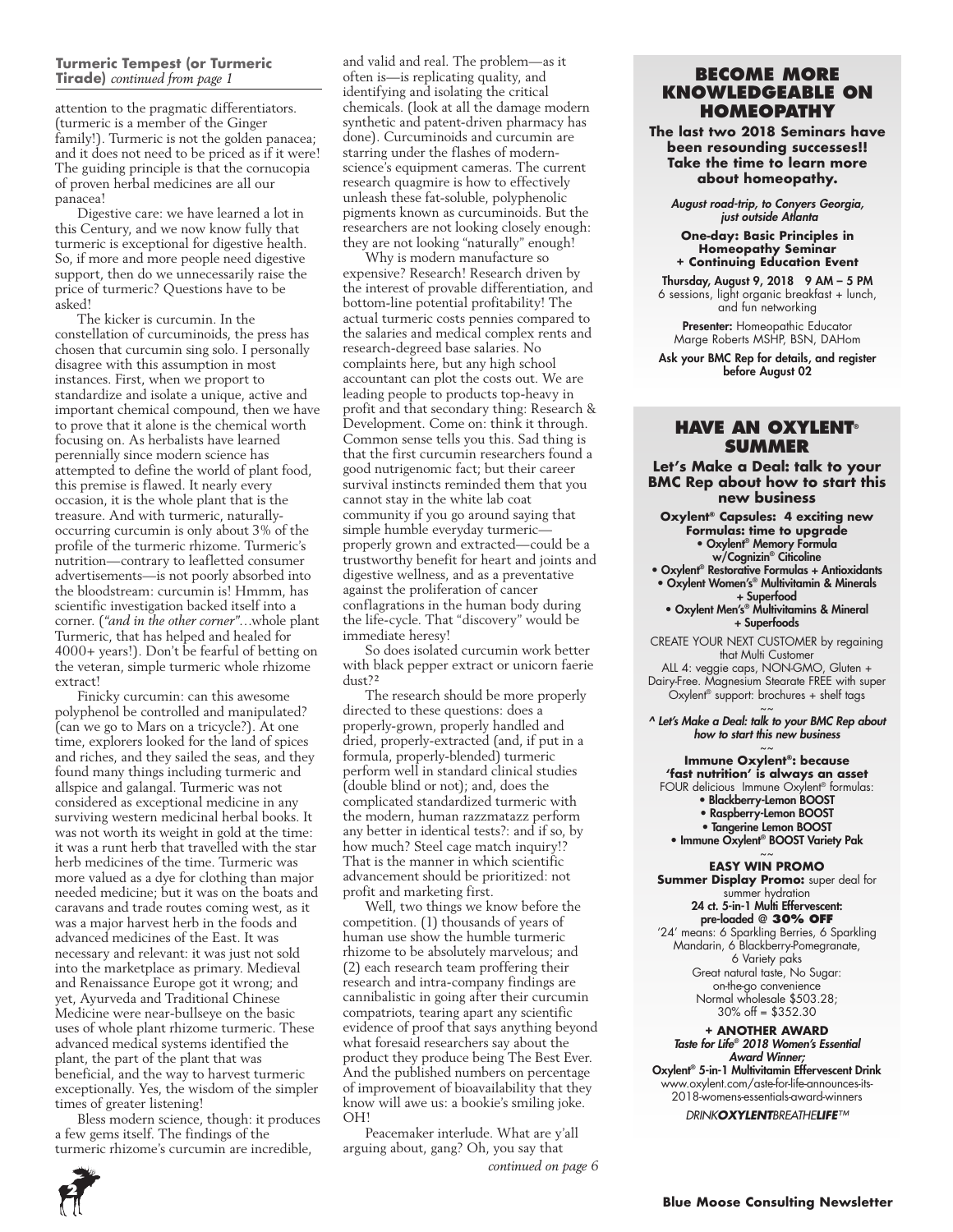**Turmeric Tempest (or Turmeric Tirade)** *continued from page 1*

attention to the pragmatic differentiators. (turmeric is a member of the Ginger family!). Turmeric is not the golden panacea; and it does not need to be priced as if it were! The guiding principle is that the cornucopia of proven herbal medicines are all our panacea!

Digestive care: we have learned a lot in this Century, and we now know fully that turmeric is exceptional for digestive health. So, if more and more people need digestive support, then do we unnecessarily raise the price of turmeric? Questions have to be asked!

The kicker is curcumin. In the constellation of curcuminoids, the press has chosen that curcumin sing solo. I personally disagree with this assumption in most instances. First, when we proport to standardize and isolate a unique, active and important chemical compound, then we have to prove that it alone is the chemical worth focusing on. As herbalists have learned perennially since modern science has attempted to define the world of plant food, this premise is flawed. It nearly every occasion, it is the whole plant that is the treasure. And with turmeric, naturally-occurring curcumin is only about 3% of the profile of the turmeric rhizome. Turmeric's nutrition—contrary to leafletted consumer advertisements—is not poorly absorbed into the bloodstream: curcumin is! Hmmm, has scientific investigation backed itself into a corner. (*"and in the other corner"*...whole plant Turmeric, that has helped and healed for 4000+ years!). Don't be fearful of betting on the veteran, simple turmeric whole rhizome extract!

Finicky curcumin: can this awesome polyphenol be controlled and manipulated? (can we go to Mars on a tricycle?). At one time, explorers looked for the land of spices and riches, and they sailed the seas, and they found many things including turmeric and allspice and galangal. Turmeric was not considered as exceptional medicine in any surviving western medicinal herbal books. It was not worth its weight in gold at the time: it was a runt herb that travelled with the star herb medicines of the time. Turmeric was more valued as a dye for clothing than major needed medicine; but it was on the boats and caravans and trade routes coming west, as it was a major harvest herb in the foods and advanced medicines of the East. It was necessary and relevant: it was just not sold into the marketplace as primary. Medieval and Renaissance Europe got it wrong; and yet, Ayurveda and Traditional Chinese Medicine were near-bullseye on the basic uses of whole plant rhizome turmeric. These advanced medical systems identified the plant, the part of the plant that was beneficial, and the way to harvest turmeric exceptionally. Yes, the wisdom of the simpler times of greater listening!

Bless modern science, though: it produces a few gems itself. The findings of the turmeric rhizome's curcumin are incredible, and valid and real. The problem—as it often is—is replicating quality, and identifying and isolating the critical chemicals. (look at all the damage modern synthetic and patent-driven pharmacy has done). Curcuminoids and curcumin are starring under the flashes of modern-science's equipment cameras. The current research quagmire is how to effectively unleash these fat-soluble, polyphenolic pigments known as curcuminoids. But the researchers are not looking closely enough: they are not looking "naturally" enough!

Why is modern manufacture so expensive? Research! Research driven by the interest of provable differentiation, and bottom-line potential profitability! The actual turmeric costs pennies compared to the salaries and medical complex rents and research-degreed base salaries. No complaints here, but any high school accountant can plot the costs out. We are leading people to products top-heavy in profit and that secondary thing: Research & Development. Come on: think it through. Common sense tells you this. Sad thing is that the first curcumin researchers found a good nutrigenomic fact; but their career survival instincts reminded them that you cannot stay in the white lab coat community if you go around saying that simple humble everyday turmeric—properly grown and extracted—could be a trustworthy benefit for heart and joints and digestive wellness, and as a preventative against the proliferation of cancer conflagrations in the human body during the life-cycle. That "discovery" would be immediate heresy!

So does isolated curcumin work better with black pepper extract or unicorn faerie dust?[2]

The research should be more properly directed to these questions: does a properly-grown, properly handled and dried, properly-extracted (and, if put in a formula, properly-blended) turmeric perform well in standard clinical studies (double blind or not); and, does the complicated standardized turmeric with the modern, human razzmatazz perform any better in identical tests?: and if so, by how much? Steel cage match inquiry!? That is the manner in which scientific advancement should be prioritized: not profit and marketing first.

Well, two things we know before the competition. (1) thousands of years of human use show the humble turmeric rhizome to be absolutely marvelous; and (2) each research team proffering their research and intra-company findings are cannibalistic in going after their curcumin compatriots, tearing apart any scientific evidence of proof that says anything beyond what foresaid researchers say about the product they produce being The Best Ever. And the published numbers on percentage of improvement of bioavailability that they know will awe us: a bookie's smiling joke. OH!

Peacemaker interlude. What are y'all arguing about, gang? Oh, you say that

*continued on page 6*

## BECOME MORE KNOWLEDGEABLE ON HOMEOPATHY

**The last two 2018 Seminars have been resounding successes!! Take the time to learn more about homeopathy.**

***August road-trip, to Conyers Georgia, just outside Atlanta***

**One-day: Basic Principles in Homeopathy Seminar + Continuing Education Event**

**Thursday, August 9, 2018 9 AM – 5 PM**
6 sessions, light organic breakfast + lunch, and fun networking

**Presenter:** Homeopathic Educator Marge Roberts MSHP, BSN, DAHom

**Ask your BMC Rep for details, and register before August 02**

## HAVE AN OXYLENT® SUMMER

**Let's Make a Deal: talk to your BMC Rep about how to start this new business**

**Oxylent® Capsules: 4 exciting new Formulas: time to upgrade**

- **Oxylent® Memory Formula w/Cognizin® Citicoline**
- **Oxylent® Restorative Formulas + Antioxidants**
- **Oxylent Women's® Multivitamin & Minerals + Superfood**
- **Oxylent Men's® Multivitamins & Mineral + Superfoods**

CREATE YOUR NEXT CUSTOMER by regaining that Multi Customer
ALL 4: veggie caps, NON-GMO, Gluten + Dairy-Free. Magnesium Stearate FREE with super Oxylent® support: brochures + shelf tags

~~

***^ Let's Make a Deal: talk to your BMC Rep about how to start this new business***

~~

**Immune Oxylent®: because 'fast nutrition' is always an asset**
FOUR delicious Immune Oxylent® formulas:

- **Blackberry-Lemon BOOST**
- **Raspberry-Lemon BOOST**
- **Tangerine Lemon BOOST**
- **Immune Oxylent® BOOST Variety Pak**

~~

**EASY WIN PROMO**

**Summer Display Promo:** super deal for summer hydration
**24 ct. 5-in-1 Multi Effervescent: pre-loaded @ 30% OFF**
'24' means: 6 Sparkling Berries, 6 Sparkling Mandarin, 6 Blackberry-Pomegranate, 6 Variety paks
Great natural taste, No Sugar: on-the-go convenience
Normal wholesale $503.28; 30% off = $352.30

**+ ANOTHER AWARD**
***Taste for Life® 2018 Women's Essential Award Winner;***
**Oxylent® 5-in-1 Multivitamin Effervescent Drink**
www.oxylent.com/aste-for-life-announces-its-2018-womens-essentials-award-winners

*DRINK**OXYLENT**BREATHE**LIFE**™*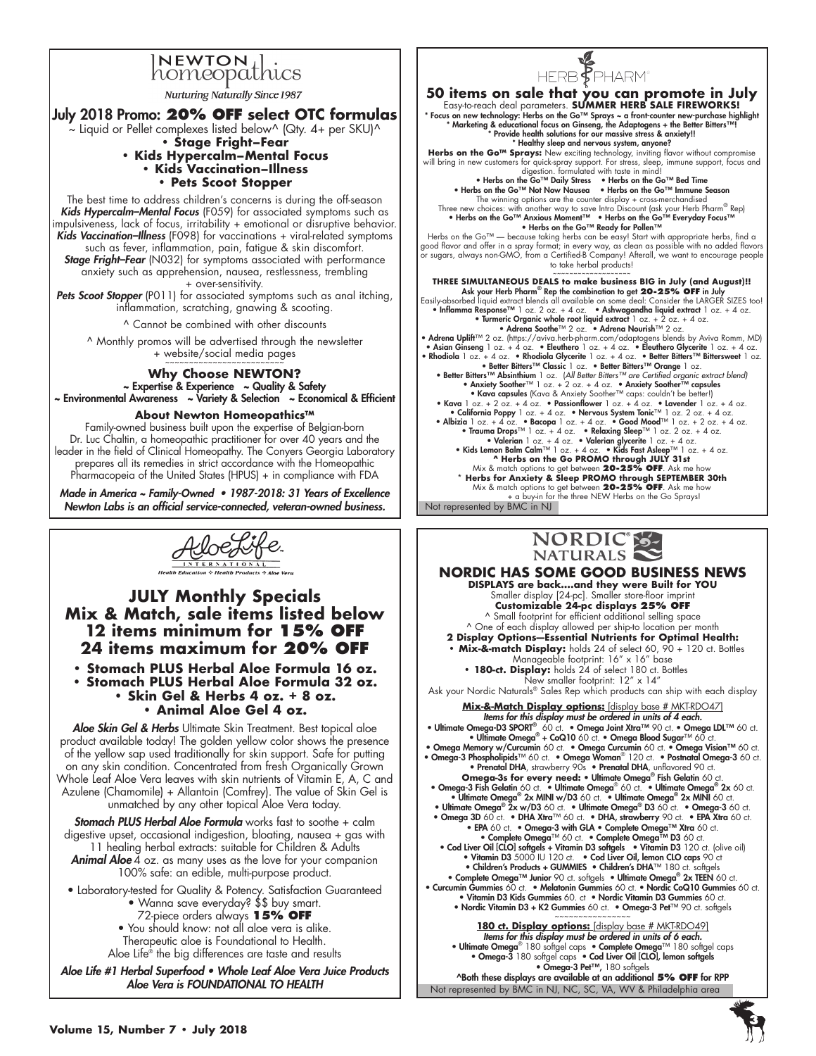# NEWTON homeopathics

*Nurturing Naturally Since 1987*

## July 2018 Promo: **20% OFF select OTC formulas**

~ Liquid or Pellet complexes listed below^ (Qty. 4+ per SKU)^

- **Stage Fright–Fear**
- **Kids Hypercalm–Mental Focus**
- **Kids Vaccination–Illness**
- **Pets Scoot Stopper**

The best time to address children's concerns is during the off-season ***Kids Hypercalm–Mental Focus*** (F059) for associated symptoms such as impulsiveness, lack of focus, irritability + emotional or disruptive behavior. ***Kids Vaccination–Illness*** (F098) for vaccinations + viral-related symptoms such as fever, inflammation, pain, fatigue & skin discomfort. ***Stage Fright–Fear*** (N032) for symptoms associated with performance anxiety such as apprehension, nausea, restlessness, trembling + over-sensitivity.

***Pets Scoot Stopper*** (P011) for associated symptoms such as anal itching, inflammation, scratching, gnawing & scooting.

^ Cannot be combined with other discounts

^ Monthly promos will be advertised through the newsletter + website/social media pages

### Why Choose NEWTON?

**~ Expertise & Experience ~ Quality & Safety**
**~ Environmental Awareness ~ Variety & Selection ~ Economical & Efficient**

### About Newton Homeopathics™

Family-owned business built upon the expertise of Belgian-born Dr. Luc Chaltin, a homeopathic practitioner for over 40 years and the leader in the field of Clinical Homeopathy. The Conyers Georgia Laboratory prepares all its remedies in strict accordance with the Homeopathic Pharmacopeia of the United States (HPUS) + in compliance with FDA

***Made in America ~ Family-Owned • 1987-2018: 31 Years of Excellence***
***Newton Labs is an official service-connected, veteran-owned business.***

# HERB PHARM®

## 50 items on sale that you can promote in July

Easy-to-reach deal parameters. **SUMMER HERB SALE FIREWORKS!**

**\* Focus on new technology: Herbs on the Go™ Sprays ~ a front-counter new-purchase highlight**
**\* Marketing & educational focus on Ginseng, the Adaptogens + the Better Bitters™!**
**\* Provide health solutions for our massive stress & anxiety!!**
**\* Healthy sleep and nervous system, anyone?**

**Herbs on the Go™ Sprays:** New exciting technology, inviting flavor without compromise will bring in new customers for quick-spray support. For stress, sleep, immune support, focus and digestion. formulated with taste in mind!

**• Herbs on the Go™ Daily Stress • Herbs on the Go™ Bed Time**
**• Herbs on the Go™ Not Now Nausea • Herbs on the Go™ Immune Season**

The winning options are the counter display + cross-merchandised
Three new choices: with another way to save Intro Discount (ask your Herb Pharm® Rep)

**• Herbs on the Go™ Anxious Moment™ • Herbs on the Go™ Everyday Focus™**
**• Herbs on the Go™ Ready for Pollen™**

Herbs on the Go™ — because taking herbs can be easy! Start with appropriate herbs, find a good flavor and offer in a spray format; in every way, as clean as possible with no added flavors or sugars, always non-GMO, from a Certified-B Company! Afterall, we want to encourage people to take herbal products!

**THREE SIMULTANEOUS DEALS to make business BIG in July (and August)!!**
**Ask your Herb Pharm® Rep the combination to get 20-25% OFF in July**

Easily-absorbed liquid extract blends all available on some deal: Consider the LARGER SIZES too!

- **Inflamma Response™** 1 oz. 2 oz. + 4 oz. • **Ashwagandha liquid extract** 1 oz. + 4 oz.
- **Turmeric Organic whole root liquid extract** 1 oz. + 2 oz. + 4 oz.
- **Adrena Soothe™** 2 oz. • **Adrena Nourish™** 2 oz.
- **Adrena Uplift™** 2 oz. (https://aviva.herb-pharm.com/adaptogens blends by Aviva Romm, MD)
- **Asian Ginseng** 1 oz. + 4 oz. • **Eleuthero** 1 oz. + 4 oz. • **Eleuthero Glycerite** 1 oz. + 4 oz.
- **Rhodiola** 1 oz. + 4 oz. • **Rhodiola Glycerite** 1 oz. + 4 oz. • **Better Bitters™ Bittersweet** 1 oz.
- **Better Bitters™ Classic** 1 oz. • **Better Bitters™ Orange** 1 oz.
- **Better Bitters™ Absinthium** 1 oz. (*All Better Bitters™ are Certified organic extract blend)*
- **Anxiety Soother™** 1 oz. + 2 oz. + 4 oz. • **Anxiety Soother™ capsules**
- **Kava capsules** (Kava & Anxiety Soother™ caps: couldn't be better!)
- **Kava** 1 oz. + 2 oz. + 4 oz. • **Passionflower** 1 oz. + 4 oz. • **Lavender** 1 oz. + 4 oz.
- **California Poppy** 1 oz. + 4 oz. • **Nervous System Tonic™** 1 oz. 2 oz. + 4 oz.
- **Albizia** 1 oz. + 4 oz. • **Bacopa** 1 oz. + 4 oz. • **Good Mood™** 1 oz. + 2 oz. + 4 oz.
- **Trauma Drops™** 1 oz. + 4 oz. • **Relaxing Sleep™** 1 oz. 2 oz. + 4 oz.
- **Valerian** 1 oz. + 4 oz. • **Valerian glycerite** 1 oz. + 4 oz.
- **Kids Lemon Balm Calm™** 1 oz. + 4 oz. • **Kids Fast Asleep™** 1 oz. + 4 oz.

**^ Herbs on the Go PROMO through JULY 31st**
Mix & match options to get between **20-25% OFF**. Ask me how

**\* Herbs for Anxiety & Sleep PROMO through SEPTEMBER 30th**
Mix & match options to get between **20-25% OFF**. Ask me how
+ a buy-in for the three NEW Herbs on the Go Sprays!

Not represented by BMC in NJ

# Aloe Life INTERNATIONAL

*Health Education ✣ Health Products ✣ Aloe Vera*

## JULY Monthly Specials
## Mix & Match, sale items listed below
## 12 items minimum for 15% OFF
## 24 items maximum for 20% OFF

- **Stomach PLUS Herbal Aloe Formula 16 oz.**
- **Stomach PLUS Herbal Aloe Formula 32 oz.**
- **Skin Gel & Herbs 4 oz. + 8 oz.**
- **Animal Aloe Gel 4 oz.**

***Aloe Skin Gel & Herbs*** Ultimate Skin Treatment. Best topical aloe product available today! The golden yellow color shows the presence of the yellow sap used traditionally for skin support. Safe for putting on any skin condition. Concentrated from fresh Organically Grown Whole Leaf Aloe Vera leaves with skin nutrients of Vitamin E, A, C and Azulene (Chamomile) + Allantoin (Comfrey). The value of Skin Gel is unmatched by any other topical Aloe Vera today.

***Stomach PLUS Herbal Aloe Formula*** works fast to soothe + calm digestive upset, occasional indigestion, bloating, nausea + gas with 11 healing herbal extracts: suitable for Children & Adults
***Animal Aloe*** 4 oz. as many uses as the love for your companion 100% safe: an edible, multi-purpose product.

- Laboratory-tested for Quality & Potency. Satisfaction Guaranteed
- Wanna save everyday? $$ buy smart.
  72-piece orders always **15% OFF**
- You should know: not all aloe vera is alike.
  Therapeutic aloe is Foundational to Health.
  Aloe Life® the big differences are taste and results

***Aloe Life #1 Herbal Superfood • Whole Leaf Aloe Vera Juice Products***
***Aloe Vera is FOUNDATIONAL TO HEALTH***

# NORDIC® NATURALS

## NORDIC HAS SOME GOOD BUSINESS NEWS

**DISPLAYS are back....and they were Built for YOU**
Smaller display [24-pc]. Smaller store-floor imprint
**Customizable 24-pc displays 25% OFF**
^ Small footprint for efficient additional selling space
^ One of each display allowed per ship-to location per month

**2 Display Options—Essential Nutrients for Optimal Health:**

- **Mix-&-match Display:** holds 24 of select 60, 90 + 120 ct. Bottles
  Manageable footprint: 16" x 16" base
- **180-ct. Display:** holds 24 of select 180 ct. Bottles
  New smaller footprint: 12" x 14"

Ask your Nordic Naturals® Sales Rep which products can ship with each display

**Mix-&-Match Display options:** [display base # MKT-RDO47]
***Items for this display must be ordered in units of 4 each.***

- **Ultimate Omega-D3 SPORT®** 60 ct. • **Omega Joint Xtra™** 90 ct. • **Omega LDL™** 60 ct.
- **Ultimate Omega® + CoQ10** 60 ct. • **Omega Blood Sugar™** 60 ct.
- **Omega Memory w/Curcumin** 60 ct. • **Omega Curcumin** 60 ct. • **Omega Vision™** 60 ct.
- **Omega-3 Phospholipids™** 60 ct. • **Omega Woman®** 120 ct. • **Postnatal Omega-3** 60 ct.
- **Prenatal DHA**, strawberry 90s • **Prenatal DHA**, unflavored 90 ct.

**Omega-3s for every need:** • **Ultimate Omega® Fish Gelatin** 60 ct.

- **Omega-3 Fish Gelatin** 60 ct. • **Ultimate Omega®** 60 ct. • **Ultimate Omega® 2x** 60 ct.
- **Ultimate Omega® 2x MINI w/D3** 60 ct. • **Ultimate Omega® 2x MINI** 60 ct.
- **Ultimate Omega® 2x w/D3** 60 ct. • **Ultimate Omega® D3** 60 ct. • **Omega-3** 60 ct.
- **Omega 3D** 60 ct. • **DHA Xtra™** 60 ct. • **DHA, strawberry** 90 ct. • **EPA Xtra** 60 ct.
- **EPA** 60 ct. • **Omega-3 with GLA** • **Complete Omega™ Xtra** 60 ct.
- **Complete Omega™** 60 ct. • **Complete Omega™ D3** 60 ct.
- **Cod Liver Oil [CLO] softgels + Vitamin D3 softgels** • **Vitamin D3** 120 ct. (olive oil)
- **Vitamin D3** 5000 IU 120 ct. • **Cod Liver Oil, lemon CLO caps** 90 ct
- **Children's Products + GUMMIES** • **Children's DHA™** 180 ct. softgels
- **Complete Omega™ Junior** 90 ct. softgels • **Ultimate Omega® 2x TEEN** 60 ct.
- **Curcumin Gummies** 60 ct. • **Melatonin Gummies** 60 ct. • **Nordic CoQ10 Gummies** 60 ct.
- **Vitamin D3 Kids Gummies** 60. ct • **Nordic Vitamin D3 Gummies** 60 ct.
- **Nordic Vitamin D3 + K2 Gummies** 60 ct. • **Omega-3 Pet™** 90 ct. softgels

**180 ct. Display options:** [display base # MKT-RDO49]
***Items for this display must be ordered in units of 6 each.***

- **Ultimate Omega®** 180 softgel caps • **Complete Omega™** 180 softgel caps
- **Omega-3** 180 softgel caps • **Cod Liver Oil [CLO], lemon softgels**
- **Omega-3 Pet™,** 180 softgels

**^Both these displays are available at an additional 5% OFF for RPP**

Not represented by BMC in NJ, NC, SC, VA, WV & Philadelphia area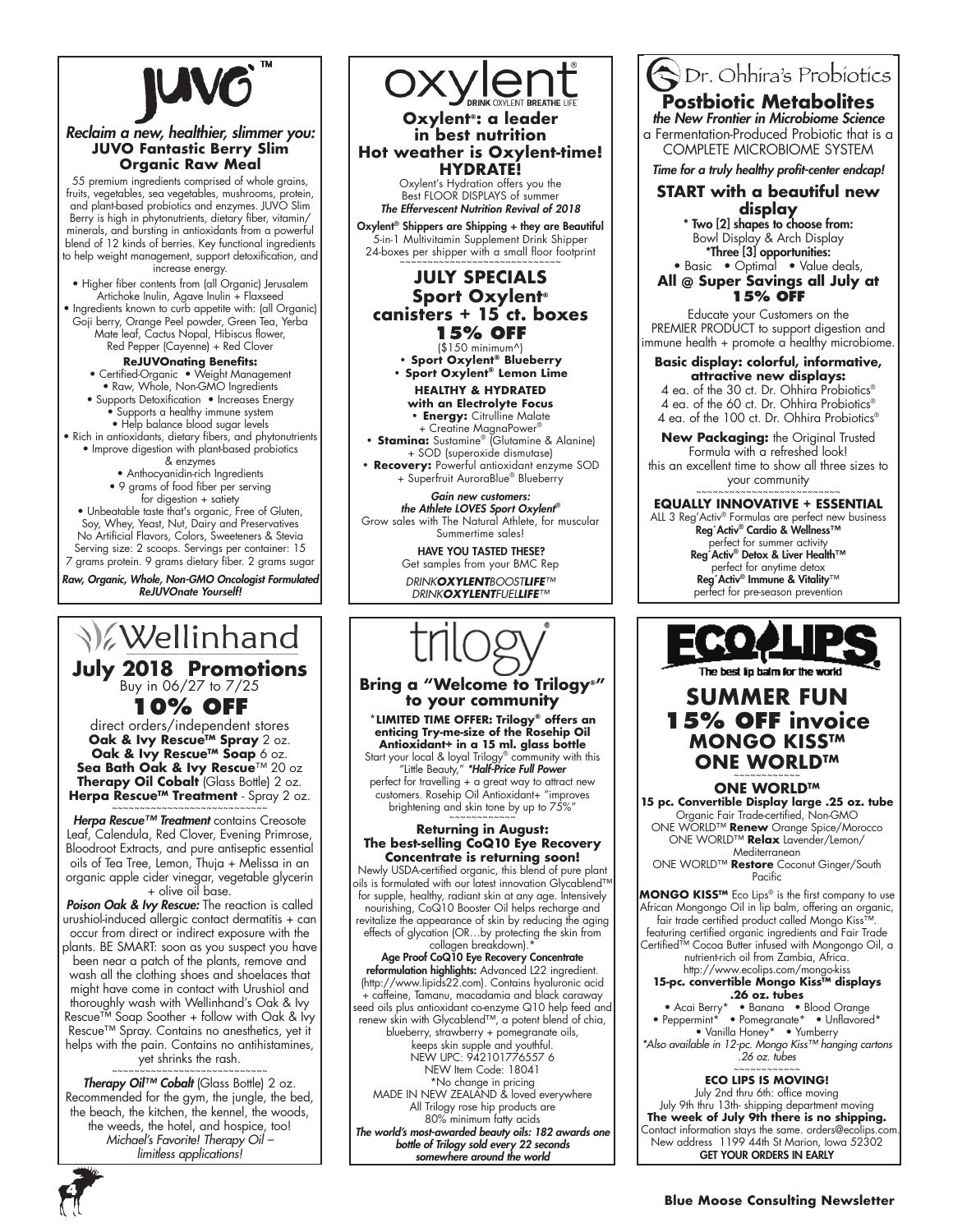# JUVO™

***Reclaim a new, healthier, slimmer you:***
**JUVO Fantastic Berry Slim Organic Raw Meal**

55 premium ingredients comprised of whole grains, fruits, vegetables, sea vegetables, mushrooms, protein, and plant-based probiotics and enzymes. JUVO Slim Berry is high in phytonutrients, dietary fiber, vitamin/minerals, and bursting in antioxidants from a powerful blend of 12 kinds of berries. Key functional ingredients to help weight management, support detoxification, and increase energy.

- Higher fiber contents from (all Organic) Jerusalem Artichoke Inulin, Agave Inulin + Flaxseed
- Ingredients known to curb appetite with: (all Organic) Goji berry, Orange Peel powder, Green Tea, Yerba Mate leaf, Cactus Nopal, Hibiscus flower, Red Pepper (Cayenne) + Red Clover

**ReJUVOnating Benefits:**

- Certified-Organic • Weight Management
- Raw, Whole, Non-GMO Ingredients
- Supports Detoxification • Increases Energy
- Supports a healthy immune system
- Help balance blood sugar levels
- Rich in antioxidants, dietary fibers, and phytonutrients
- Improve digestion with plant-based probiotics & enzymes
- Anthocyanidin-rich Ingredients
- 9 grams of food fiber per serving for digestion + satiety
- Unbeatable taste that's organic, Free of Gluten, Soy, Whey, Yeast, Nut, Dairy and Preservatives No Artificial Flavors, Colors, Sweeteners & Stevia

Serving size: 2 scoops. Servings per container: 15
7 grams protein. 9 grams dietary fiber. 2 grams sugar

***Raw, Organic, Whole, Non-GMO Oncologist Formulated ReJUVOnate Yourself!***

# oxylent®

DRINK OXYLENT BREATHE LIFE

**Oxylent®: a leader in best nutrition**
**Hot weather is Oxylent-time!**
**HYDRATE!**

Oxylent's Hydration offers you the Best FLOOR DISPLAYS of summer
***The Effervescent Nutrition Revival of 2018***

**Oxylent® Shippers are Shipping + they are Beautiful**
5-in-1 Multivitamin Supplement Drink Shipper
24-boxes per shipper with a small floor footprint

## JULY SPECIALS
## Sport Oxylent® canisters + 15 ct. boxes
## 15% OFF

($150 minimum^)

- **Sport Oxylent® Blueberry**
- **Sport Oxylent® Lemon Lime**

**HEALTHY & HYDRATED with an Electrolyte Focus**

- **Energy:** Citrulline Malate + Creatine MagnaPower®
- **Stamina:** Sustamine® (Glutamine & Alanine) + SOD (superoxide dismutase)
- **Recovery:** Powerful antioxidant enzyme SOD + Superfruit AuroraBlue® Blueberry

***Gain new customers: the Athlete LOVES Sport Oxylent®***
Grow sales with The Natural Athlete, for muscular Summertime sales!

HAVE YOU TASTED THESE?
Get samples from your BMC Rep

*DRINK**OXYLENT**BOOST**LIFE**™*
*DRINK**OXYLENT**FUEL**LIFE**™*

# Dr. Ohhira's Probiotics

## Postbiotic Metabolites

***the New Frontier in Microbiome Science***
a Fermentation-Produced Probiotic that is a COMPLETE MICROBIOME SYSTEM

***Time for a truly healthy profit-center endcap!***

**START with a beautiful new display**

* Two [2] shapes to choose from:
Bowl Display & Arch Display
*Three [3] opportunities:
• Basic • Optimal • Value deals,

**All @ Super Savings all July at 15% OFF**

Educate your Customers on the PREMIER PRODUCT to support digestion and immune health + promote a healthy microbiome.

**Basic display: colorful, informative, attractive new displays:**
4 ea. of the 30 ct. Dr. Ohhira Probiotics®
4 ea. of the 60 ct. Dr. Ohhira Probiotics®
4 ea. of the 100 ct. Dr. Ohhira Probiotics®

**New Packaging:** the Original Trusted Formula with a refreshed look! this an excellent time to show all three sizes to your community

**EQUALLY INNOVATIVE + ESSENTIAL**

ALL 3 Reg'Activ® Formulas are perfect new business
**Reg´Activ® Cardio & Wellness™** perfect for summer activity
**Reg´Activ® Detox & Liver Health™** perfect for anytime detox
**Reg´Activ® Immune & Vitality™** perfect for pre-season prevention

# Wellinhand

## July 2018 Promotions

Buy in 06/27 to 7/25

## 10% OFF

direct orders/independent stores
**Oak & Ivy Rescue™ Spray** 2 oz.
**Oak & Ivy Rescue™ Soap** 6 oz.
**Sea Bath Oak & Ivy Rescue**™ 20 oz
**Therapy Oil Cobalt** (Glass Bottle) 2 oz.
**Herpa Rescue™ Treatment** - Spray 2 oz.

***Herpa Rescue™ Treatment*** contains Creosote Leaf, Calendula, Red Clover, Evening Primrose, Bloodroot Extracts, and pure antiseptic essential oils of Tea Tree, Lemon, Thuja + Melissa in an organic apple cider vinegar, vegetable glycerin + olive oil base.

***Poison Oak & Ivy Rescue:*** The reaction is called urushiol-induced allergic contact dermatitis + can occur from direct or indirect exposure with the plants. BE SMART: soon as you suspect you have been near a patch of the plants, remove and wash all the clothing shoes and shoelaces that might have come in contact with Urushiol and thoroughly wash with Wellinhand's Oak & Ivy Rescue™ Soap Soother + follow with Oak & Ivy Rescue™ Spray. Contains no anesthetics, yet it helps with the pain. Contains no antihistamines, yet shrinks the rash.

***Therapy Oil™ Cobalt*** (Glass Bottle) 2 oz. Recommended for the gym, the jungle, the bed, the beach, the kitchen, the kennel, the woods, the weeds, the hotel, and hospice, too! *Michael's Favorite! Therapy Oil – limitless applications!*

# trilogy®

**Bring a "Welcome to Trilogy®" to your community**

***LIMITED TIME OFFER: Trilogy® offers an enticing Try-me-size of the Rosehip Oil Antioxidant+ in a 15 ml. glass bottle**
Start your local & loyal Trilogy® community with this "Little Beauty," ***Half-Price Full Power*** perfect for travelling + a great way to attract new customers. Rosehip Oil Antioxidant+ "improves brightening and skin tone by up to 75%"

**Returning in August: The best-selling CoQ10 Eye Recovery Concentrate is returning soon!**

Newly USDA-certified organic, this blend of pure plant oils is formulated with our latest innovation Glycablend™ for supple, healthy, radiant skin at any age. Intensively nourishing, CoQ10 Booster Oil helps recharge and revitalize the appearance of skin by reducing the aging effects of glycation (OR…by protecting the skin from collagen breakdown).*

**Age Proof CoQ10 Eye Recovery Concentrate reformulation highlights:** Advanced L22 ingredient. (http://www.lipids22.com). Contains hyaluronic acid + caffeine, Tamanu, macadamia and black caraway seed oils plus antioxidant co-enzyme Q10 help feed and renew skin with Glycablend™, a potent blend of chia, blueberry, strawberry + pomegranate oils, keeps skin supple and youthful.
NEW UPC: 942101776557 6
NEW Item Code: 18041
*No change in pricing
MADE IN NEW ZEALAND & loved everywhere
All Trilogy rose hip products are 80% minimum fatty acids

***The world's most-awarded beauty oils: 182 awards one bottle of Trilogy sold every 22 seconds somewhere around the world***

# ECO LIPS

The best lip balm for the world

## SUMMER FUN
## 15% OFF invoice
## MONGO KISS™
## ONE WORLD™

**ONE WORLD™**
**15 pc. Convertible Display large .25 oz. tube**
Organic Fair Trade-certified, Non-GMO
ONE WORLD™ **Renew** Orange Spice/Morocco
ONE WORLD™ **Relax** Lavender/Lemon/Mediterranean
ONE WORLD™ **Restore** Coconut Ginger/South Pacific

**MONGO KISS™** Eco Lips® is the first company to use African Mongongo Oil in lip balm, offering an organic, fair trade certified product called Mongo Kiss™, featuring certified organic ingredients and Fair Trade Certified™ Cocoa Butter infused with Mongongo Oil, a nutrient-rich oil from Zambia, Africa.
http://www.ecolips.com/mongo-kiss

**15-pc. convertible Mongo Kiss™ displays .26 oz. tubes**
• Acai Berry* • Banana • Blood Orange
• Peppermint* • Pomegranate* • Unflavored*
• Vanilla Honey* • Yumberry
*Also available in 12-pc. Mongo Kiss™ hanging cartons .26 oz. tubes*

**ECO LIPS IS MOVING!**
July 2nd thru 6th: office moving
July 9th thru 13th- shipping department moving
**The week of July 9th there is no shipping.**
Contact information stays the same. orders@ecolips.com.
New address 1199 44th St Marion, Iowa 52302
GET YOUR ORDERS IN EARLY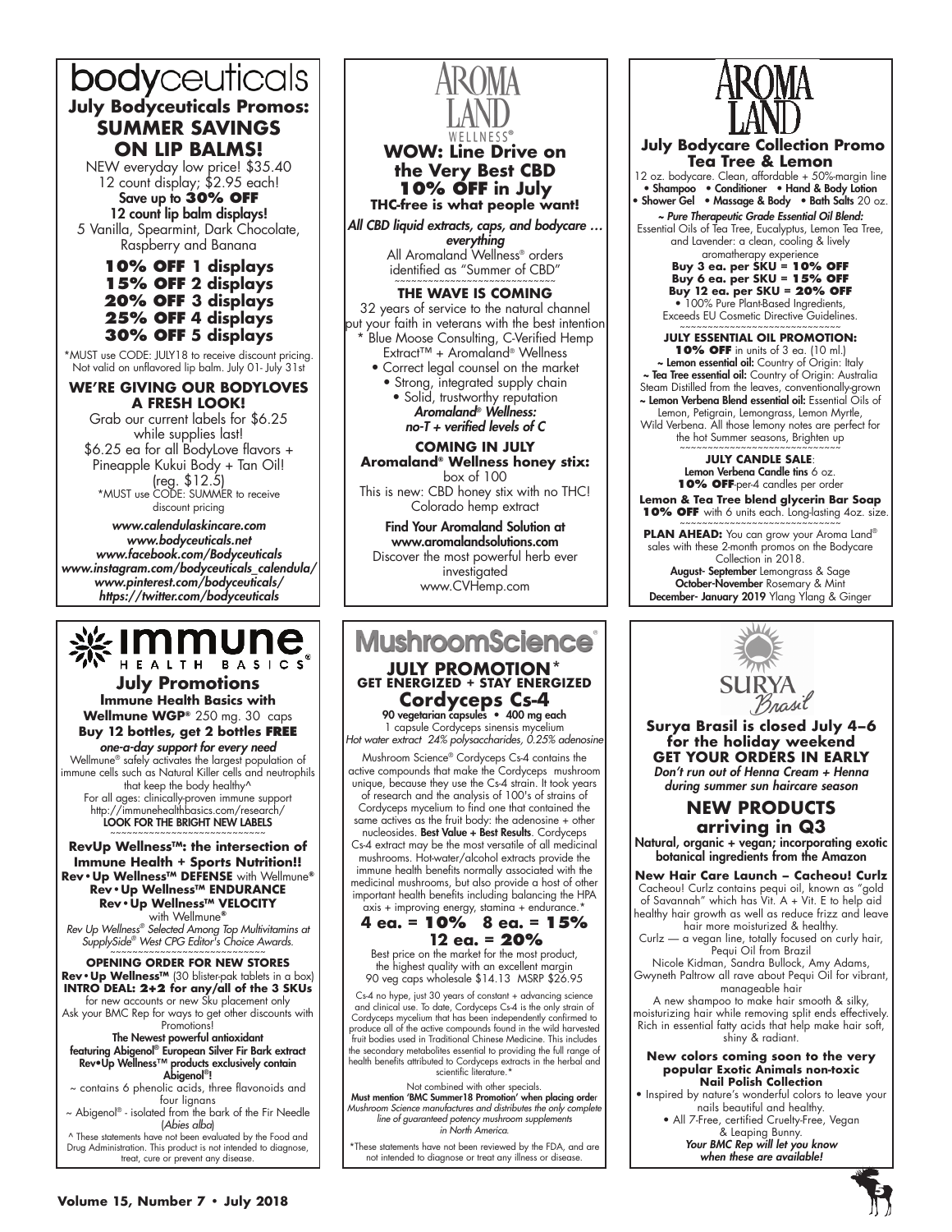# bodyceuticals

## July Bodyceuticals Promos: SUMMER SAVINGS ON LIP BALMS!

NEW everyday low price! $35.40
12 count display; $2.95 each!

**Save up to 30% OFF**
**12 count lip balm displays!**

5 Vanilla, Spearmint, Dark Chocolate, Raspberry and Banana

**10% OFF 1 displays**
**15% OFF 2 displays**
**20% OFF 3 displays**
**25% OFF 4 displays**
**30% OFF 5 displays**

*MUST use CODE: JULY18 to receive discount pricing. Not valid on unflavored lip balm. July 01- July 31st

### WE'RE GIVING OUR BODYLOVES A FRESH LOOK!

Grab our current labels for $6.25 while supplies last!
$6.25 ea for all BodyLove flavors + Pineapple Kukui Body + Tan Oil!
(reg. $12.5)
*MUST use CODE: SUMMER to receive discount pricing

*www.calendulaskincare.com*
*www.bodyceuticals.net*
*www.facebook.com/Bodyceuticals*
*www.instagram.com/bodyceuticals_calendula/*
*www.pinterest.com/bodyceuticals/*
*https://twitter.com/bodyceuticals*

# AROMA LAND WELLNESS®

## WOW: Line Drive on the Very Best CBD 10% OFF in July

**THC-free is what people want!**

*All CBD liquid extracts, caps, and bodycare … everything*

All Aromaland Wellness® orders identified as "Summer of CBD"

### THE WAVE IS COMING

32 years of service to the natural channel put your faith in veterans with the best intention

* Blue Moose Consulting, C-Verified Hemp Extract™ + Aromaland® Wellness
- Correct legal counsel on the market
- Strong, integrated supply chain
- Solid, trustworthy reputation

***Aromaland® Wellness: no-T + verified levels of C***

### COMING IN JULY Aromaland® Wellness honey stix:

box of 100
This is new: CBD honey stix with no THC!
Colorado hemp extract

**Find Your Aromaland Solution at www.aromalandsolutions.com**
Discover the most powerful herb ever investigated
www.CVHemp.com

# AROMA LAND

## July Bodycare Collection Promo Tea Tree & Lemon

12 oz. bodycare. Clean, affordable + 50%-margin line
• Shampoo • Conditioner • Hand & Body Lotion
• Shower Gel • Massage & Body • Bath Salts 20 oz.

***~ Pure Therapeutic Grade Essential Oil Blend:***
Essential Oils of Tea Tree, Eucalyptus, Lemon Tea Tree, and Lavender: a clean, cooling & lively aromatherapy experience

**Buy 3 ea. per SKU = 10% OFF**
**Buy 6 ea. per SKU = 15% OFF**
**Buy 12 ea. per SKU = 20% OFF**

• 100% Pure Plant-Based Ingredients, Exceeds EU Cosmetic Directive Guidelines.

### JULY ESSENTIAL OIL PROMOTION:

**10% OFF** in units of 3 ea. (10 ml.)
~ **Lemon essential oil:** Country of Origin: Italy
~ **Tea Tree essential oil:** Country of Origin: Australia Steam Distilled from the leaves, conventionally-grown
~ **Lemon Verbena Blend essential oil:** Essential Oils of Lemon, Petigrain, Lemongrass, Lemon Myrtle, Wild Verbena. All those lemony notes are perfect for the hot Summer seasons, Brighten up

### JULY CANDLE SALE:

**Lemon Verbena Candle tins** 6 oz.
**10% OFF**-per-4 candles per order

**Lemon & Tea Tree blend glycerin Bar Soap**
**10% OFF** with 6 units each. Long-lasting 4oz. size.

**PLAN AHEAD:** You can grow your Aroma Land® sales with these 2-month promos on the Bodycare Collection in 2018.
**August- September** Lemongrass & Sage
**October-November** Rosemary & Mint
**December- January 2019** Ylang Ylang & Ginger

# immune HEALTH BASICS®

## July Promotions

**Immune Health Basics with Wellmune WGP®** 250 mg. 30 caps
**Buy 12 bottles, get 2 bottles FREE**

***one-a-day support for every need***
Wellmune® safely activates the largest population of immune cells such as Natural Killer cells and neutrophils that keep the body healthy^
For all ages: clinically-proven immune support
http://immunehealthbasics.com/research/
**LOOK FOR THE BRIGHT NEW LABELS**

### RevUp Wellness™: the intersection of Immune Health + Sports Nutrition!!

**Rev•Up Wellness™ DEFENSE** with Wellmune®
**Rev•Up Wellness™ ENDURANCE**
**Rev•Up Wellness™ VELOCITY** with Wellmune®

*Rev Up Wellness® Selected Among Top Multivitamins at SupplySide® West CPG Editor's Choice Awards.*

### OPENING ORDER FOR NEW STORES

**Rev•Up Wellness™** (30 blister-pak tablets in a box)
**INTRO DEAL: 2+2 for any/all of the 3 SKUs**
for new accounts or new Sku placement only
Ask your BMC Rep for ways to get other discounts with Promotions!

**The Newest powerful antioxidant featuring Abigenol® European Silver Fir Bark extract Rev•Up Wellness™ products exclusively contain Abigenol®!**
~ contains 6 phenolic acids, three flavonoids and four lignans
~ Abigenol® - isolated from the bark of the Fir Needle (*Abies alba*)

^ These statements have not been evaluated by the Food and Drug Administration. This product is not intended to diagnose, treat, cure or prevent any disease.

# MushroomScience®

## JULY PROMOTION* GET ENERGIZED + STAY ENERGIZED

## Cordyceps Cs-4

**90 vegetarian capsules • 400 mg each**
1 capsule Cordyceps sinensis mycelium
*Hot water extract 24% polysaccharides, 0.25% adenosine*

Mushroom Science® Cordyceps Cs-4 contains the active compounds that make the Cordyceps mushroom unique, because they use the Cs-4 strain. It took years of research and the analysis of 100's of strains of Cordyceps mycelium to find one that contained the same actives as the fruit body: the adenosine + other nucleosides. **Best Value + Best Results**. Cordyceps Cs-4 extract may be the most versatile of all medicinal mushrooms. Hot-water/alcohol extracts provide the immune health benefits normally associated with the medicinal mushrooms, but also provide a host of other important health benefits including balancing the HPA axis + improving energy, stamina + endurance.*

**4 ea. = 10% 8 ea. = 15%**
**12 ea. = 20%**

Best price on the market for the most product, the highest quality with an excellent margin
90 veg caps wholesale $14.13 MSRP $26.95

Cs-4 no hype, just 30 years of constant + advancing science and clinical use. To date, Cordyceps Cs-4 is the only strain of Cordyceps mycelium that has been independently confirmed to produce all of the active compounds found in the wild harvested fruit bodies used in Traditional Chinese Medicine. This includes the secondary metabolites essential to providing the full range of health benefits attributed to Cordyceps extracts in the herbal and scientific literature.*

Not combined with other specials.
**Must mention 'BMC Summer18 Promotion' when placing order**
*Mushroom Science manufactures and distributes the only complete line of guaranteed potency mushroom supplements in North America.*

*These statements have not been reviewed by the FDA, and are not intended to diagnose or treat any illness or disease.

# SURYA Brasil

**Surya Brasil is closed July 4–6 for the holiday weekend**
**GET YOUR ORDERS IN EARLY**
***Don't run out of Henna Cream + Henna during summer sun haircare season***

## NEW PRODUCTS arriving in Q3

**Natural, organic + vegan; incorporating exotic botanical ingredients from the Amazon**

**New Hair Care Launch – Cacheou! Curlz**
Cacheou! Curlz contains pequi oil, known as "gold of Savannah" which has Vit. A + Vit. E to help aid healthy hair growth as well as reduce frizz and leave hair more moisturized & healthy.
Curlz — a vegan line, totally focused on curly hair, Pequi Oil from Brazil
Nicole Kidman, Sandra Bullock, Amy Adams, Gwyneth Paltrow all rave about Pequi Oil for vibrant, manageable hair
A new shampoo to make hair smooth & silky, moisturizing hair while removing split ends effectively. Rich in essential fatty acids that help make hair soft, shiny & radiant.

**New colors coming soon to the very popular Exotic Animals non-toxic Nail Polish Collection**
- Inspired by nature's wonderful colors to leave your nails beautiful and healthy.
- All 7-Free, certified Cruelty-Free, Vegan & Leaping Bunny.

***Your BMC Rep will let you know when these are available!***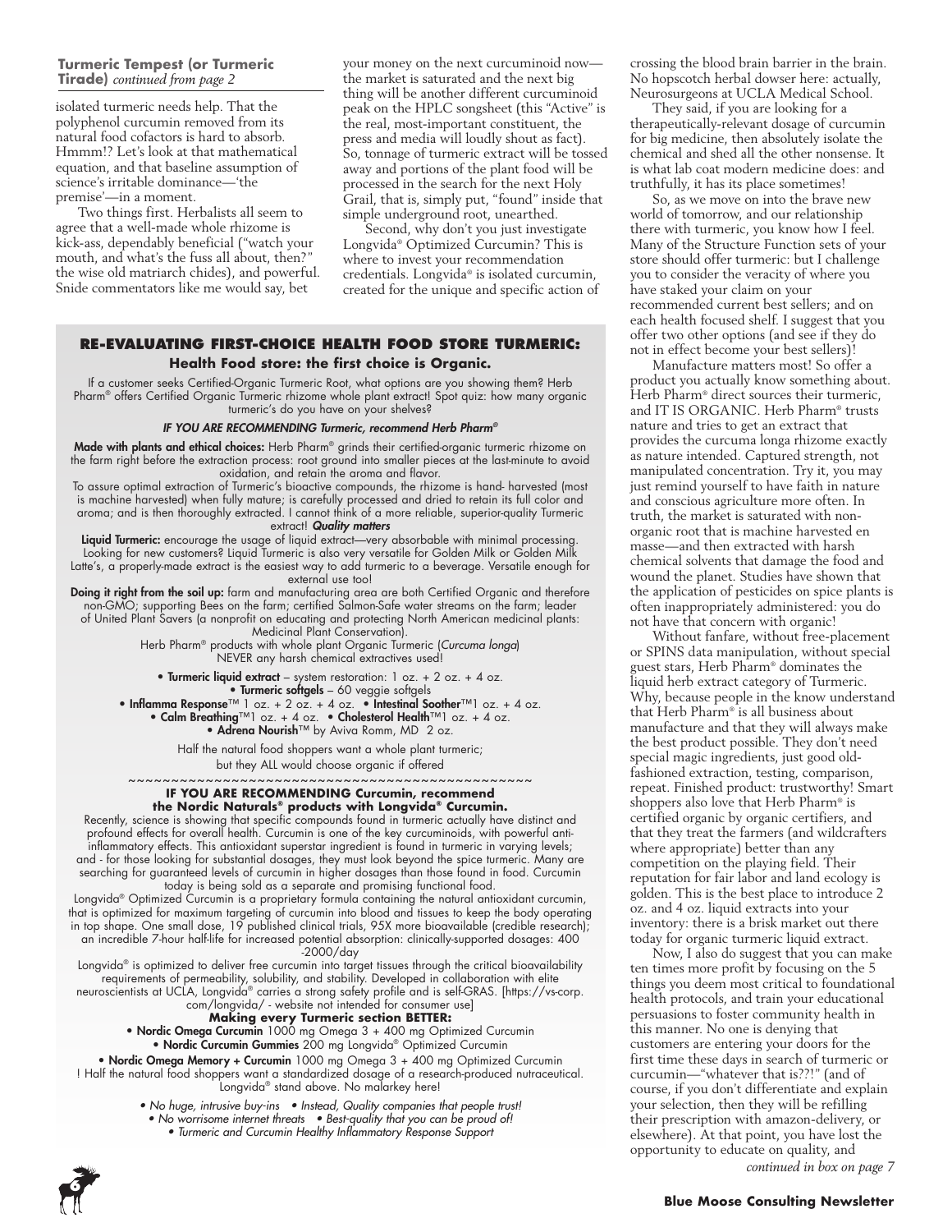**Turmeric Tempest (or Turmeric Tirade)** *continued from page 2*

isolated turmeric needs help. That the polyphenol curcumin removed from its natural food cofactors is hard to absorb. Hmmm!? Let's look at that mathematical equation, and that baseline assumption of science's irritable dominance—'the premise'—in a moment.

Two things first. Herbalists all seem to agree that a well-made whole rhizome is kick-ass, dependably beneficial ("watch your mouth, and what's the fuss all about, then?" the wise old matriarch chides), and powerful. Snide commentators like me would say, bet your money on the next curcuminoid now—the market is saturated and the next big thing will be another different curcuminoid peak on the HPLC songsheet (this "Active" is the real, most-important constituent, the press and media will loudly shout as fact). So, tonnage of turmeric extract will be tossed away and portions of the plant food will be processed in the search for the next Holy Grail, that is, simply put, "found" inside that simple underground root, unearthed.

Second, why don't you just investigate Longvida® Optimized Curcumin? This is where to invest your recommendation credentials. Longvida® is isolated curcumin, created for the unique and specific action of crossing the blood brain barrier in the brain. No hopscotch herbal dowser here: actually, Neurosurgeons at UCLA Medical School.

They said, if you are looking for a therapeutically-relevant dosage of curcumin for big medicine, then absolutely isolate the chemical and shed all the other nonsense. It is what lab coat modern medicine does: and truthfully, it has its place sometimes!

So, as we move on into the brave new world of tomorrow, and our relationship there with turmeric, you know how I feel. Many of the Structure Function sets of your store should offer turmeric: but I challenge you to consider the veracity of where you have staked your claim on your recommended current best sellers; and on each health focused shelf. I suggest that you offer two other options (and see if they do not in effect become your best sellers)!

Manufacture matters most! So offer a product you actually know something about. Herb Pharm® direct sources their turmeric, and IT IS ORGANIC. Herb Pharm® trusts nature and tries to get an extract that provides the curcuma longa rhizome exactly as nature intended. Captured strength, not manipulated concentration. Try it, you may just remind yourself to have faith in nature and conscious agriculture more often. In truth, the market is saturated with non-organic root that is machine harvested en masse—and then extracted with harsh chemical solvents that damage the food and wound the planet. Studies have shown that the application of pesticides on spice plants is often inappropriately administered: you do not have that concern with organic!

Without fanfare, without free-placement or SPINS data manipulation, without special guest stars, Herb Pharm® dominates the liquid herb extract category of Turmeric. Why, because people in the know understand that Herb Pharm® is all business about manufacture and that they will always make the best product possible. They don't need special magic ingredients, just good old-fashioned extraction, testing, comparison, repeat. Finished product: trustworthy! Smart shoppers also love that Herb Pharm® is certified organic by organic certifiers, and that they treat the farmers (and wildcrafters where appropriate) better than any competition on the playing field. Their reputation for fair labor and land ecology is golden. This is the best place to introduce 2 oz. and 4 oz. liquid extracts into your inventory: there is a brisk market out there today for organic turmeric liquid extract.

Now, I also do suggest that you can make ten times more profit by focusing on the 5 things you deem most critical to foundational health protocols, and train your educational persuasions to foster community health in this manner. No one is denying that customers are entering your doors for the first time these days in search of turmeric or curcumin—"whatever that is??!" (and of course, if you don't differentiate and explain your selection, then they will be refilling their prescription with amazon-delivery, or elsewhere). At that point, you have lost the opportunity to educate on quality, and

*continued in box on page 7*

---

## RE-EVALUATING FIRST-CHOICE HEALTH FOOD STORE TURMERIC:

### Health Food store: the first choice is Organic.

If a customer seeks Certified-Organic Turmeric Root, what options are you showing them? Herb Pharm® offers Certified Organic Turmeric rhizome whole plant extract! Spot quiz: how many organic turmeric's do you have on your shelves?

***IF YOU ARE RECOMMENDING Turmeric, recommend Herb Pharm®***

**Made with plants and ethical choices:** Herb Pharm® grinds their certified-organic turmeric rhizome on the farm right before the extraction process: root ground into smaller pieces at the last-minute to avoid oxidation, and retain the aroma and flavor.

To assure optimal extraction of Turmeric's bioactive compounds, the rhizome is hand- harvested (most is machine harvested) when fully mature; is carefully processed and dried to retain its full color and aroma; and is then thoroughly extracted. I cannot think of a more reliable, superior-quality Turmeric extract! ***Quality matters***

**Liquid Turmeric:** encourage the usage of liquid extract—very absorbable with minimal processing. Looking for new customers? Liquid Turmeric is also very versatile for Golden Milk or Golden Milk Latte's, a properly-made extract is the easiest way to add turmeric to a beverage. Versatile enough for external use too!

**Doing it right from the soil up:** farm and manufacturing area are both Certified Organic and therefore non-GMO; supporting Bees on the farm; certified Salmon-Safe water streams on the farm; leader of United Plant Savers (a nonprofit on educating and protecting North American medicinal plants: Medicinal Plant Conservation).

Herb Pharm® products with whole plant Organic Turmeric (*Curcuma longa*) NEVER any harsh chemical extractives used!

- **Turmeric liquid extract** – system restoration: 1 oz. + 2 oz. + 4 oz.
- **Turmeric softgels** – 60 veggie softgels
- **Inflamma Response**™ 1 oz. + 2 oz. + 4 oz. • **Intestinal Soother**™1 oz. + 4 oz.
- **Calm Breathing**™1 oz. + 4 oz. • **Cholesterol Health**™1 oz. + 4 oz.
- **Adrena Nourish**™ by Aviva Romm, MD 2 oz.

Half the natural food shoppers want a whole plant turmeric; but they ALL would choose organic if offered

~~~~~~~~~~~~~~~~~~~~~~~~~~~~~~~~~~~~~~~~~~~~~~

**IF YOU ARE RECOMMENDING Curcumin, recommend the Nordic Naturals® products with Longvida® Curcumin.**

Recently, science is showing that specific compounds found in turmeric actually have distinct and profound effects for overall health. Curcumin is one of the key curcuminoids, with powerful anti-inflammatory effects. This antioxidant superstar ingredient is found in turmeric in varying levels; and - for those looking for substantial dosages, they must look beyond the spice turmeric. Many are searching for guaranteed levels of curcumin in higher dosages than those found in food. Curcumin today is being sold as a separate and promising functional food.

Longvida® Optimized Curcumin is a proprietary formula containing the natural antioxidant curcumin, that is optimized for maximum targeting of curcumin into blood and tissues to keep the body operating in top shape. One small dose, 19 published clinical trials, 95X more bioavailable (credible research); an incredible 7-hour half-life for increased potential absorption: clinically-supported dosages: 400 -2000/day

Longvida® is optimized to deliver free curcumin into target tissues through the critical bioavailability requirements of permeability, solubility, and stability. Developed in collaboration with elite neuroscientists at UCLA, Longvida® carries a strong safety profile and is self-GRAS. [https://vs-corp.com/longvida/ - website not intended for consumer use]

**Making every Turmeric section BETTER:**

- **Nordic Omega Curcumin** 1000 mg Omega 3 + 400 mg Optimized Curcumin
- **Nordic Curcumin Gummies** 200 mg Longvida® Optimized Curcumin
- **Nordic Omega Memory + Curcumin** 1000 mg Omega 3 + 400 mg Optimized Curcumin

! Half the natural food shoppers want a standardized dosage of a research-produced nutraceutical. Longvida® stand above. No malarkey here!

*• No huge, intrusive buy-ins • Instead, Quality companies that people trust!*
*• No worrisome internet threats • Best-quality that you can be proud of!*
*• Turmeric and Curcumin Healthy Inflammatory Response Support*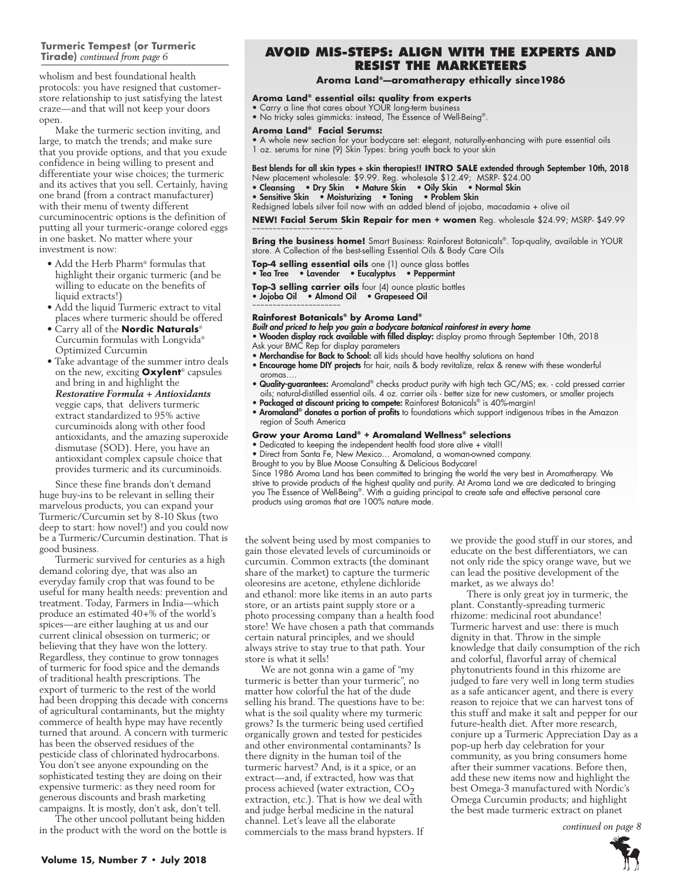**Turmeric Tempest (or Turmeric Tirade)** *continued from page 6*

wholism and best foundational health protocols: you have resigned that customer-store relationship to just satisfying the latest craze—and that will not keep your doors open.

Make the turmeric section inviting, and large, to match the trends; and make sure that you provide options, and that you exude confidence in being willing to present and differentiate your wise choices; the turmeric and its actives that you sell. Certainly, having one brand (from a contract manufacturer) with their menu of twenty different curcuminocentric options is the definition of putting all your turmeric-orange colored eggs in one basket. No matter where your investment is now:

- Add the Herb Pharm® formulas that highlight their organic turmeric (and be willing to educate on the benefits of liquid extracts!)
- Add the liquid Turmeric extract to vital places where turmeric should be offered
- Carry all of the **Nordic Naturals**® Curcumin formulas with Longvida® Optimized Curcumin
- Take advantage of the summer intro deals on the new, exciting **Oxylent**® capsules and bring in and highlight the ***Restorative Formula + Antioxidants*** veggie caps, that delivers turmeric extract standardized to 95% active curcuminoids along with other food antioxidants, and the amazing superoxide dismutase (SOD). Here, you have an antioxidant complex capsule choice that provides turmeric and its curcuminoids.

Since these fine brands don't demand huge buy-ins to be relevant in selling their marvelous products, you can expand your Turmeric/Curcumin set by 8-10 Skus (two deep to start: how novel!) and you could now be a Turmeric/Curcumin destination. That is good business.

Turmeric survived for centuries as a high demand coloring dye, that was also an everyday family crop that was found to be useful for many health needs: prevention and treatment. Today, Farmers in India—which produce an estimated 40+% of the world's spices—are either laughing at us and our current clinical obsession on turmeric; or believing that they have won the lottery. Regardless, they continue to grow tonnages of turmeric for food spice and the demands of traditional health prescriptions. The export of turmeric to the rest of the world had been dropping this decade with concerns of agricultural contaminants, but the mighty commerce of health hype may have recently turned that around. A concern with turmeric has been the observed residues of the pesticide class of chlorinated hydrocarbons. You don't see anyone expounding on the sophisticated testing they are doing on their expensive turmeric: as they need room for generous discounts and brash marketing campaigns. It is mostly, don't ask, don't tell.

The other uncool pollutant being hidden in the product with the word on the bottle is the solvent being used by most companies to gain those elevated levels of curcuminoids or curcumin. Common extracts (the dominant share of the market) to capture the turmeric oleoresins are acetone, ethylene dichloride and ethanol: more like items in an auto parts store, or an artists paint supply store or a photo processing company than a health food store! We have chosen a path that commands certain natural principles, and we should always strive to stay true to that path. Your store is what it sells!

We are not gonna win a game of "my turmeric is better than your turmeric", no matter how colorful the hat of the dude selling his brand. The questions have to be: what is the soil quality where my turmeric grows? Is the turmeric being used certified organically grown and tested for pesticides and other environmental contaminants? Is there dignity in the human toil of the turmeric harvest? And, is it a spice, or an extract—and, if extracted, how was that process achieved (water extraction, $CO_2$ extraction, etc.). That is how we deal with and judge herbal medicine in the natural channel. Let's leave all the elaborate commercials to the mass brand hypsters. If we provide the good stuff in our stores, and educate on the best differentiators, we can not only ride the spicy orange wave, but we can lead the positive development of the market, as we always do!

There is only great joy in turmeric, the plant. Constantly-spreading turmeric rhizome: medicinal root abundance! Turmeric harvest and use: there is much dignity in that. Throw in the simple knowledge that daily consumption of the rich and colorful, flavorful array of chemical phytonutrients found in this rhizome are judged to fare very well in long term studies as a safe anticancer agent, and there is every reason to rejoice that we can harvest tons of this stuff and make it salt and pepper for our future-health diet. After more research, conjure up a Turmeric Appreciation Day as a pop-up herb day celebration for your community, as you bring consumers home after their summer vacations. Before then, add these new items now and highlight the best Omega-3 manufactured with Nordic's Omega Curcumin products; and highlight the best made turmeric extract on planet

*continued on page 8*

## AVOID MIS-STEPS: ALIGN WITH THE EXPERTS AND RESIST THE MARKETEERS

**Aroma Land®—aromatherapy ethically since1986**

**Aroma Land® essential oils: quality from experts**
- Carry a line that cares about YOUR long-term business
- No tricky sales gimmicks: instead, The Essence of Well-Being®.

**Aroma Land® Facial Serums:**
- A whole new section for your bodycare set: elegant, naturally-enhancing with pure essential oils 1 oz. serums for nine (9) Skin Types: bring youth back to your skin

**Best blends for all skin types + skin therapies!! INTRO SALE extended through September 10th, 2018**
New placement wholesale: $9.99. Reg. wholesale $12.49; MSRP- $24.00
- **Cleansing** • **Dry Skin** • **Mature Skin** • **Oily Skin** • **Normal Skin**
- **Sensitive Skin** • **Moisturizing** • **Toning** • **Problem Skin**

Redsigned labels silver foil now with an added blend of jojoba, macadamia + olive oil

**NEW! Facial Serum Skin Repair for men + women** Reg. wholesale $24.99; MSRP- $49.99

~~~~~~~~~~~~~~~~~~~~~

**Bring the business home!** Smart Business: Rainforest Botanicals®. Top-quality, available in YOUR store. A Collection of the best-selling Essential Oils & Body Care Oils

**Top-4 selling essential oils** one (1) ounce glass bottles
- **Tea Tree** • **Lavender** • **Eucalyptus** • **Peppermint**

**Top-3 selling carrier oils** four (4) ounce plastic bottles
- **Jojoba Oil** • **Almond Oil** • **Grapeseed Oil**

~~~~~~~~~~~~~~~~~~~~~

**Rainforest Botanicals® by Aroma Land®**
***Built and priced to help you gain a bodycare botanical rainforest in every home***
- **Wooden display rack available with filled display:** display promo through September 10th, 2018

Ask your BMC Rep for display parameters
- **Merchandise for Back to School:** all kids should have healthy solutions on hand
- **Encourage home DIY projects** for hair, nails & body revitalize, relax & renew with these wonderful aromas….
- **Quality-guarantees:** Aromaland® checks product purity with high tech GC/MS; ex. - cold pressed carrier oils; natural-distilled essential oils. 4 oz. carrier oils - better size for new customers, or smaller projects
- **Packaged at discount pricing to compete:** Rainforest Botanicals® is 40%-margin!
- **Aromaland® donates a portion of profits** to foundations which support indigenous tribes in the Amazon region of South America

**Grow your Aroma Land® + Aromaland Wellness® selections**
- Dedicated to keeping the independent health food store alive + vital!!
- Direct from Santa Fe, New Mexico… Aromaland, a woman-owned company.

Brought to you by Blue Moose Consulting & Delicious Bodycare!

Since 1986 Aroma Land has been committed to bringing the world the very best in Aromatherapy. We strive to provide products of the highest quality and purity. At Aroma Land we are dedicated to bringing you The Essence of Well-Being®. With a guiding principal to create safe and effective personal care products using aromas that are 100% nature made.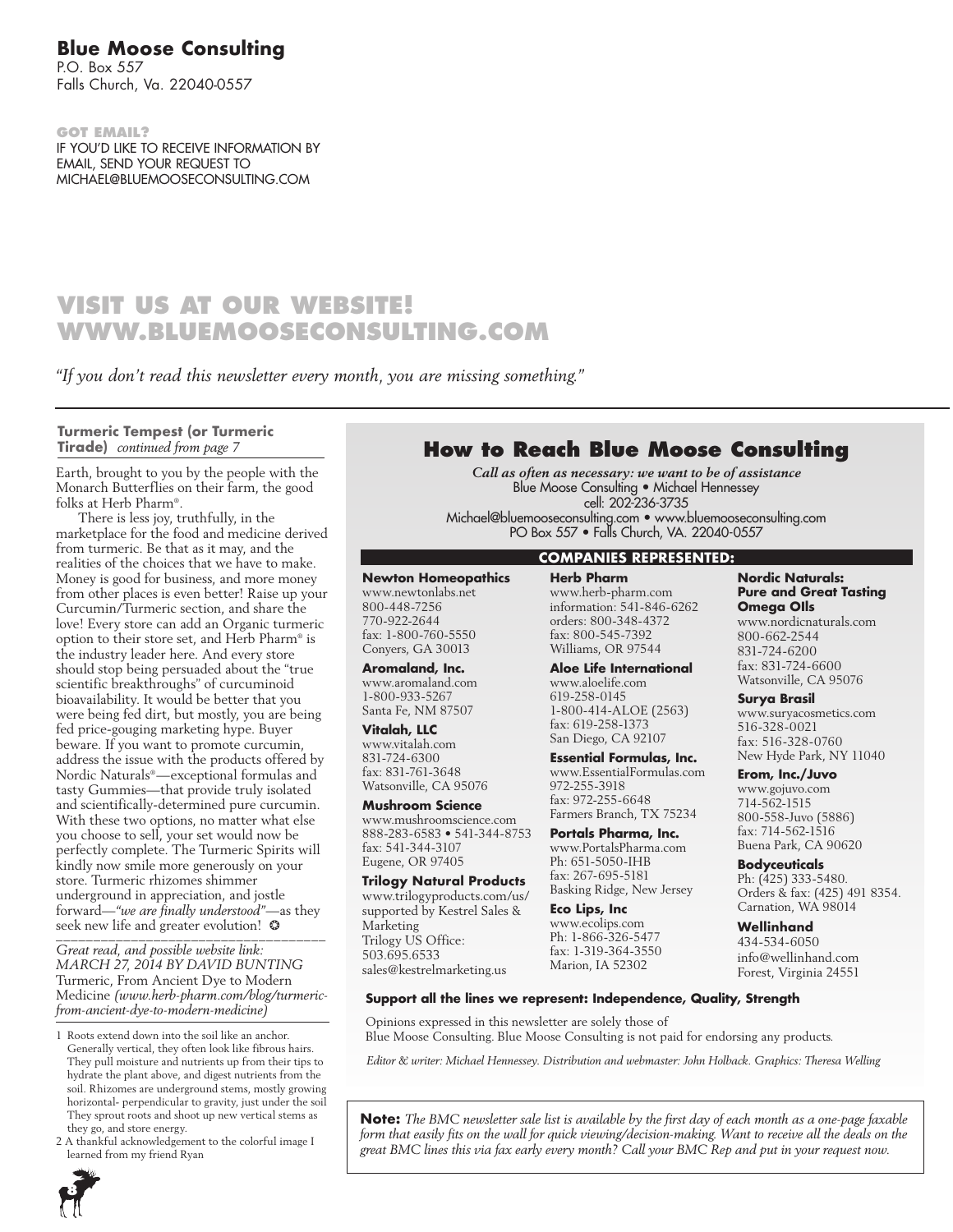**Blue Moose Consulting**
P.O. Box 557
Falls Church, Va. 22040-0557

**GOT EMAIL?**
IF YOU'D LIKE TO RECEIVE INFORMATION BY EMAIL, SEND YOUR REQUEST TO MICHAEL@BLUEMOOSECONSULTING.COM

## VISIT US AT OUR WEBSITE! WWW.BLUEMOOSECONSULTING.COM

*"If you don't read this newsletter every month, you are missing something."*

---

**Turmeric Tempest (or Turmeric Tirade)** *continued from page 7*

Earth, brought to you by the people with the Monarch Butterflies on their farm, the good folks at Herb Pharm®.

There is less joy, truthfully, in the marketplace for the food and medicine derived from turmeric. Be that as it may, and the realities of the choices that we have to make. Money is good for business, and more money from other places is even better! Raise up your Curcumin/Turmeric section, and share the love! Every store can add an Organic turmeric option to their store set, and Herb Pharm® is the industry leader here. And every store should stop being persuaded about the "true scientific breakthroughs" of curcuminoid bioavailability. It would be better that you were being fed dirt, but mostly, you are being fed price-gouging marketing hype. Buyer beware. If you want to promote curcumin, address the issue with the products offered by Nordic Naturals®—exceptional formulas and tasty Gummies—that provide truly isolated and scientifically-determined pure curcumin. With these two options, no matter what else you choose to sell, your set would now be perfectly complete. The Turmeric Spirits will kindly now smile more generously on your store. Turmeric rhizomes shimmer underground in appreciation, and jostle forward—*"we are finally understood"*—as they seek new life and greater evolution! ✪

---

*Great read, and possible website link: MARCH 27, 2014 BY DAVID BUNTING*
Turmeric, From Ancient Dye to Modern Medicine *(www.herb-pharm.com/blog/turmeric-from-ancient-dye-to-modern-medicine)*

1 Roots extend down into the soil like an anchor. Generally vertical, they often look like fibrous hairs. They pull moisture and nutrients up from their tips to hydrate the plant above, and digest nutrients from the soil. Rhizomes are underground stems, mostly growing horizontal- perpendicular to gravity, just under the soil They sprout roots and shoot up new vertical stems as they go, and store energy.

2 A thankful acknowledgement to the colorful image I learned from my friend Ryan

## How to Reach Blue Moose Consulting

*Call as often as necessary: we want to be of assistance*
Blue Moose Consulting • Michael Hennessey
cell: 202-236-3735
Michael@bluemooseconsulting.com • www.bluemooseconsulting.com
PO Box 557 • Falls Church, VA. 22040-0557

### COMPANIES REPRESENTED:

**Newton Homeopathics**
www.newtonlabs.net
800-448-7256
770-922-2644
fax: 1-800-760-5550
Conyers, GA 30013

**Aromaland, Inc.**
www.aromaland.com
1-800-933-5267
Santa Fe, NM 87507

**Vitalah, LLC**
www.vitalah.com
831-724-6300
fax: 831-761-3648
Watsonville, CA 95076

**Mushroom Science**
www.mushroomscience.com
888-283-6583 • 541-344-8753
fax: 541-344-3107
Eugene, OR 97405

**Trilogy Natural Products**
www.trilogyproducts.com/us/
supported by Kestrel Sales & Marketing
Trilogy US Office:
503.695.6533
sales@kestrelmarketing.us

**Herb Pharm**
www.herb-pharm.com
information: 541-846-6262
orders: 800-348-4372
fax: 800-545-7392
Williams, OR 97544

**Aloe Life International**
www.aloelife.com
619-258-0145
1-800-414-ALOE (2563)
fax: 619-258-1373
San Diego, CA 92107

**Essential Formulas, Inc.**
www.EssentialFormulas.com
972-255-3918
fax: 972-255-6648
Farmers Branch, TX 75234

**Portals Pharma, Inc.**
www.PortalsPharma.com
Ph: 651-5050-IHB
fax: 267-695-5181
Basking Ridge, New Jersey

**Eco Lips, Inc**
www.ecolips.com
Ph: 1-866-326-5477
fax: 1-319-364-3550
Marion, IA 52302

**Nordic Naturals: Pure and Great Tasting Omega OIls**
www.nordicnaturals.com
800-662-2544
831-724-6200
fax: 831-724-6600
Watsonville, CA 95076

**Surya Brasil**
www.suryacosmetics.com
516-328-0021
fax: 516-328-0760
New Hyde Park, NY 11040

**Erom, Inc./Juvo**
www.gojuvo.com
714-562-1515
800-558-Juvo (5886)
fax: 714-562-1516
Buena Park, CA 90620

**Bodyceuticals**
Ph: (425) 333-5480.
Orders & fax: (425) 491 8354.
Carnation, WA 98014

**Wellinhand**
434-534-6050
info@wellinhand.com
Forest, Virginia 24551

**Support all the lines we represent: Independence, Quality, Strength**

Opinions expressed in this newsletter are solely those of Blue Moose Consulting. Blue Moose Consulting is not paid for endorsing any products.

*Editor & writer: Michael Hennessey. Distribution and webmaster: John Holback. Graphics: Theresa Welling*

**Note:** *The BMC newsletter sale list is available by the first day of each month as a one-page faxable form that easily fits on the wall for quick viewing/decision-making. Want to receive all the deals on the great BMC lines this via fax early every month? Call your BMC Rep and put in your request now.*